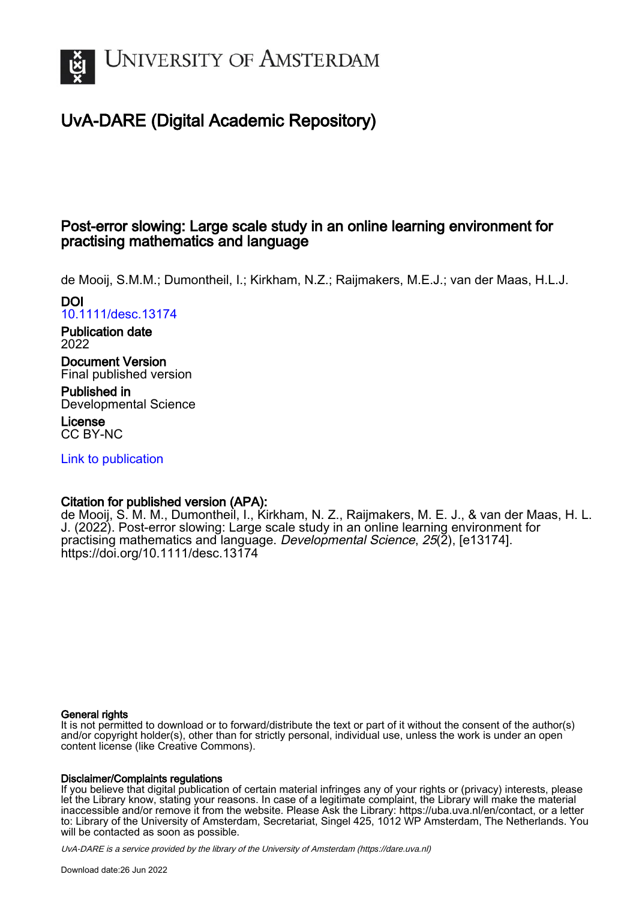# UvA-DARE (Digital Academic Repository)

## Post-error slowing: Large scale study in an online learning environment for practising mathematics and language

de Mooij, S.M.M.; Dumontheil, I.; Kirkham, N.Z.; Raijmakers, M.E.J.; van der Maas, H.L.J.

**DOI**
10.1111/desc.13174

**Publication date**
2022

**Document Version**
Final published version

**Published in**
Developmental Science

**License**
CC BY-NC

Link to publication

**Citation for published version (APA):**
de Mooij, S. M. M., Dumontheil, I., Kirkham, N. Z., Raijmakers, M. E. J., & van der Maas, H. L. J. (2022). Post-error slowing: Large scale study in an online learning environment for practising mathematics and language. *Developmental Science*, *25*(2), [e13174]. https://doi.org/10.1111/desc.13174

**General rights**
It is not permitted to download or to forward/distribute the text or part of it without the consent of the author(s) and/or copyright holder(s), other than for strictly personal, individual use, unless the work is under an open content license (like Creative Commons).

**Disclaimer/Complaints regulations**
If you believe that digital publication of certain material infringes any of your rights or (privacy) interests, please let the Library know, stating your reasons. In case of a legitimate complaint, the Library will make the material inaccessible and/or remove it from the website. Please Ask the Library: https://uba.uva.nl/en/contact, or a letter to: Library of the University of Amsterdam, Secretariat, Singel 425, 1012 WP Amsterdam, The Netherlands. You will be contacted as soon as possible.

UvA-DARE is a service provided by the library of the University of Amsterdam (https://dare.uva.nl)

Download date:26 Jun 2022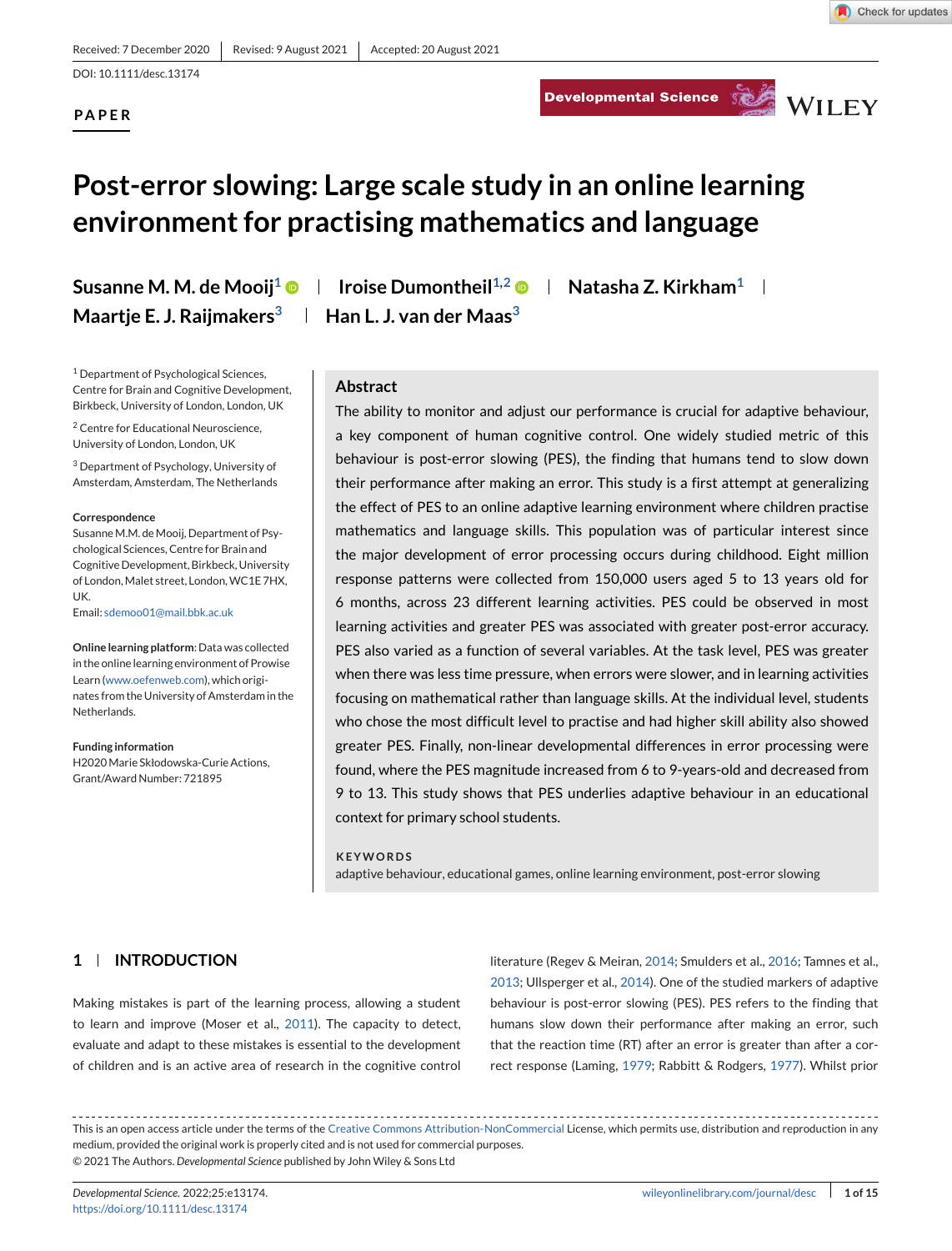Received: 7 December 2020 | Revised: 9 August 2021 | Accepted: 20 August 2021

DOI: 10.1111/desc.13174

**PAPER**

# Post-error slowing: Large scale study in an online learning environment for practising mathematics and language

**Susanne M. M. de Mooij**[1] | **Iroise Dumontheil**[1,2] | **Natasha Z. Kirkham**[1] | **Maartje E. J. Raijmakers**[3] | **Han L. J. van der Maas**[3]

[1] Department of Psychological Sciences, Centre for Brain and Cognitive Development, Birkbeck, University of London, London, UK

[2] Centre for Educational Neuroscience, University of London, London, UK

[3] Department of Psychology, University of Amsterdam, Amsterdam, The Netherlands

**Correspondence**
Susanne M.M. de Mooij, Department of Psychological Sciences, Centre for Brain and Cognitive Development, Birkbeck, University of London, Malet street, London, WC1E 7HX, UK.
Email: sdemoo01@mail.bbk.ac.uk

**Online learning platform**: Data was collected in the online learning environment of Prowise Learn (www.oefenweb.com), which originates from the University of Amsterdam in the Netherlands.

**Funding information**
H2020 Marie Skłodowska-Curie Actions, Grant/Award Number: 721895

## Abstract

The ability to monitor and adjust our performance is crucial for adaptive behaviour, a key component of human cognitive control. One widely studied metric of this behaviour is post-error slowing (PES), the finding that humans tend to slow down their performance after making an error. This study is a first attempt at generalizing the effect of PES to an online adaptive learning environment where children practise mathematics and language skills. This population was of particular interest since the major development of error processing occurs during childhood. Eight million response patterns were collected from 150,000 users aged 5 to 13 years old for 6 months, across 23 different learning activities. PES could be observed in most learning activities and greater PES was associated with greater post-error accuracy. PES also varied as a function of several variables. At the task level, PES was greater when there was less time pressure, when errors were slower, and in learning activities focusing on mathematical rather than language skills. At the individual level, students who chose the most difficult level to practise and had higher skill ability also showed greater PES. Finally, non-linear developmental differences in error processing were found, where the PES magnitude increased from 6 to 9-years-old and decreased from 9 to 13. This study shows that PES underlies adaptive behaviour in an educational context for primary school students.

**KEYWORDS**
adaptive behaviour, educational games, online learning environment, post-error slowing

## 1 | INTRODUCTION

Making mistakes is part of the learning process, allowing a student to learn and improve (Moser et al., 2011). The capacity to detect, evaluate and adapt to these mistakes is essential to the development of children and is an active area of research in the cognitive control literature (Regev & Meiran, 2014; Smulders et al., 2016; Tamnes et al., 2013; Ullsperger et al., 2014). One of the studied markers of adaptive behaviour is post-error slowing (PES). PES refers to the finding that humans slow down their performance after making an error, such that the reaction time (RT) after an error is greater than after a correct response (Laming, 1979; Rabbitt & Rodgers, 1977). Whilst prior

This is an open access article under the terms of the Creative Commons Attribution-NonCommercial License, which permits use, distribution and reproduction in any medium, provided the original work is properly cited and is not used for commercial purposes.
© 2021 The Authors. *Developmental Science* published by John Wiley & Sons Ltd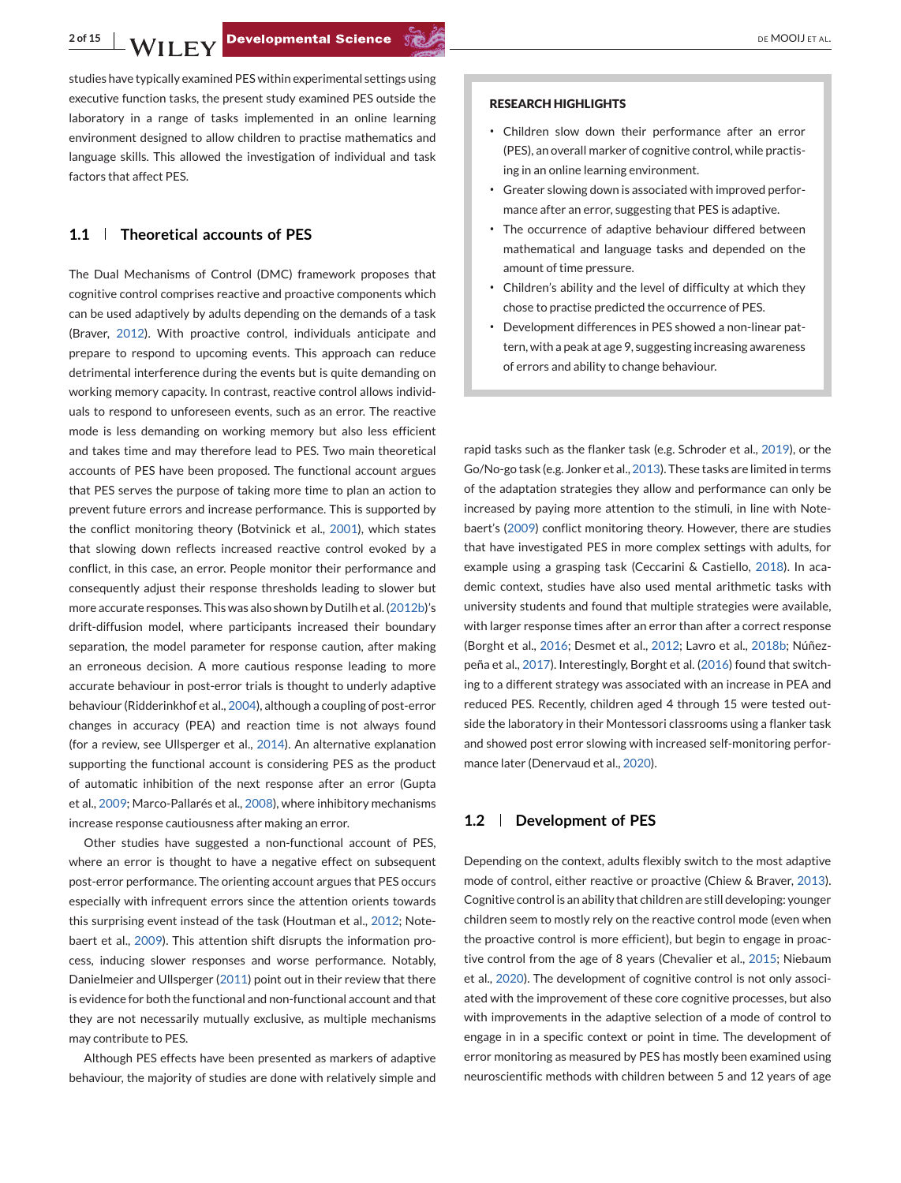studies have typically examined PES within experimental settings using executive function tasks, the present study examined PES outside the laboratory in a range of tasks implemented in an online learning environment designed to allow children to practise mathematics and language skills. This allowed the investigation of individual and task factors that affect PES.

### 1.1 | Theoretical accounts of PES

The Dual Mechanisms of Control (DMC) framework proposes that cognitive control comprises reactive and proactive components which can be used adaptively by adults depending on the demands of a task (Braver, 2012). With proactive control, individuals anticipate and prepare to respond to upcoming events. This approach can reduce detrimental interference during the events but is quite demanding on working memory capacity. In contrast, reactive control allows individuals to respond to unforeseen events, such as an error. The reactive mode is less demanding on working memory but also less efficient and takes time and may therefore lead to PES. Two main theoretical accounts of PES have been proposed. The functional account argues that PES serves the purpose of taking more time to plan an action to prevent future errors and increase performance. This is supported by the conflict monitoring theory (Botvinick et al., 2001), which states that slowing down reflects increased reactive control evoked by a conflict, in this case, an error. People monitor their performance and consequently adjust their response thresholds leading to slower but more accurate responses. This was also shown by Dutilh et al. (2012b)'s drift-diffusion model, where participants increased their boundary separation, the model parameter for response caution, after making an erroneous decision. A more cautious response leading to more accurate behaviour in post-error trials is thought to underly adaptive behaviour (Ridderinkhof et al., 2004), although a coupling of post-error changes in accuracy (PEA) and reaction time is not always found (for a review, see Ullsperger et al., 2014). An alternative explanation supporting the functional account is considering PES as the product of automatic inhibition of the next response after an error (Gupta et al., 2009; Marco-Pallarés et al., 2008), where inhibitory mechanisms increase response cautiousness after making an error.

Other studies have suggested a non-functional account of PES, where an error is thought to have a negative effect on subsequent post-error performance. The orienting account argues that PES occurs especially with infrequent errors since the attention orients towards this surprising event instead of the task (Houtman et al., 2012; Notebaert et al., 2009). This attention shift disrupts the information process, inducing slower responses and worse performance. Notably, Danielmeier and Ullsperger (2011) point out in their review that there is evidence for both the functional and non-functional account and that they are not necessarily mutually exclusive, as multiple mechanisms may contribute to PES.

Although PES effects have been presented as markers of adaptive behaviour, the majority of studies are done with relatively simple and rapid tasks such as the flanker task (e.g. Schroder et al., 2019), or the Go/No-go task (e.g. Jonker et al., 2013). These tasks are limited in terms of the adaptation strategies they allow and performance can only be increased by paying more attention to the stimuli, in line with Notebaert's (2009) conflict monitoring theory. However, there are studies that have investigated PES in more complex settings with adults, for example using a grasping task (Ceccarini & Castiello, 2018). In academic context, studies have also used mental arithmetic tasks with university students and found that multiple strategies were available, with larger response times after an error than after a correct response (Borght et al., 2016; Desmet et al., 2012; Lavro et al., 2018b; Núñez-peña et al., 2017). Interestingly, Borght et al. (2016) found that switching to a different strategy was associated with an increase in PEA and reduced PES. Recently, children aged 4 through 15 were tested outside the laboratory in their Montessori classrooms using a flanker task and showed post error slowing with increased self-monitoring performance later (Denervaud et al., 2020).

**RESEARCH HIGHLIGHTS**

- Children slow down their performance after an error (PES), an overall marker of cognitive control, while practising in an online learning environment.
- Greater slowing down is associated with improved performance after an error, suggesting that PES is adaptive.
- The occurrence of adaptive behaviour differed between mathematical and language tasks and depended on the amount of time pressure.
- Children's ability and the level of difficulty at which they chose to practise predicted the occurrence of PES.
- Development differences in PES showed a non-linear pattern, with a peak at age 9, suggesting increasing awareness of errors and ability to change behaviour.

### 1.2 | Development of PES

Depending on the context, adults flexibly switch to the most adaptive mode of control, either reactive or proactive (Chiew & Braver, 2013). Cognitive control is an ability that children are still developing: younger children seem to mostly rely on the reactive control mode (even when the proactive control is more efficient), but begin to engage in proactive control from the age of 8 years (Chevalier et al., 2015; Niebaum et al., 2020). The development of cognitive control is not only associated with the improvement of these core cognitive processes, but also with improvements in the adaptive selection of a mode of control to engage in in a specific context or point in time. The development of error monitoring as measured by PES has mostly been examined using neuroscientific methods with children between 5 and 12 years of age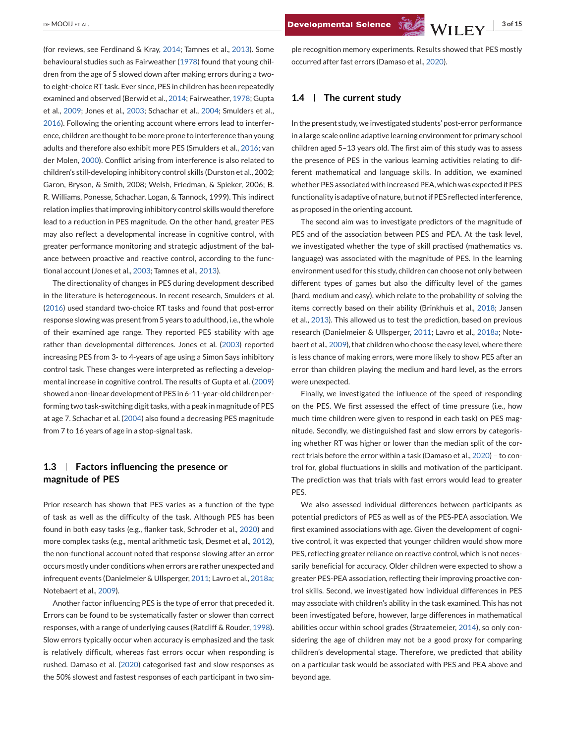(for reviews, see Ferdinand & Kray, 2014; Tamnes et al., 2013). Some behavioural studies such as Fairweather (1978) found that young children from the age of 5 slowed down after making errors during a two- to eight-choice RT task. Ever since, PES in children has been repeatedly examined and observed (Berwid et al., 2014; Fairweather, 1978; Gupta et al., 2009; Jones et al., 2003; Schachar et al., 2004; Smulders et al., 2016). Following the orienting account where errors lead to interference, children are thought to be more prone to interference than young adults and therefore also exhibit more PES (Smulders et al., 2016; van der Molen, 2000). Conflict arising from interference is also related to children's still-developing inhibitory control skills (Durston et al., 2002; Garon, Bryson, & Smith, 2008; Welsh, Friedman, & Spieker, 2006; B. R. Williams, Ponesse, Schachar, Logan, & Tannock, 1999). This indirect relation implies that improving inhibitory control skills would therefore lead to a reduction in PES magnitude. On the other hand, greater PES may also reflect a developmental increase in cognitive control, with greater performance monitoring and strategic adjustment of the balance between proactive and reactive control, according to the functional account (Jones et al., 2003; Tamnes et al., 2013).

The directionality of changes in PES during development described in the literature is heterogeneous. In recent research, Smulders et al. (2016) used standard two-choice RT tasks and found that post-error response slowing was present from 5 years to adulthood, i.e., the whole of their examined age range. They reported PES stability with age rather than developmental differences. Jones et al. (2003) reported increasing PES from 3- to 4-years of age using a Simon Says inhibitory control task. These changes were interpreted as reflecting a developmental increase in cognitive control. The results of Gupta et al. (2009) showed a non-linear development of PES in 6-11-year-old children performing two task-switching digit tasks, with a peak in magnitude of PES at age 7. Schachar et al. (2004) also found a decreasing PES magnitude from 7 to 16 years of age in a stop-signal task.

### 1.3 | Factors influencing the presence or magnitude of PES

Prior research has shown that PES varies as a function of the type of task as well as the difficulty of the task. Although PES has been found in both easy tasks (e.g., flanker task, Schroder et al., 2020) and more complex tasks (e.g., mental arithmetic task, Desmet et al., 2012), the non-functional account noted that response slowing after an error occurs mostly under conditions when errors are rather unexpected and infrequent events (Danielmeier & Ullsperger, 2011; Lavro et al., 2018a; Notebaert et al., 2009).

Another factor influencing PES is the type of error that preceded it. Errors can be found to be systematically faster or slower than correct responses, with a range of underlying causes (Ratcliff & Rouder, 1998). Slow errors typically occur when accuracy is emphasized and the task is relatively difficult, whereas fast errors occur when responding is rushed. Damaso et al. (2020) categorised fast and slow responses as the 50% slowest and fastest responses of each participant in two simple recognition memory experiments. Results showed that PES mostly occurred after fast errors (Damaso et al., 2020).

### 1.4 | The current study

In the present study, we investigated students' post-error performance in a large scale online adaptive learning environment for primary school children aged 5–13 years old. The first aim of this study was to assess the presence of PES in the various learning activities relating to different mathematical and language skills. In addition, we examined whether PES associated with increased PEA, which was expected if PES functionality was adaptive of nature, but not if PES reflected interference, as proposed in the orienting account.

The second aim was to investigate predictors of the magnitude of PES and of the association between PES and PEA. At the task level, we investigated whether the type of skill practised (mathematics vs. language) was associated with the magnitude of PES. In the learning environment used for this study, children can choose not only between different types of games but also the difficulty level of the games (hard, medium and easy), which relate to the probability of solving the items correctly based on their ability (Brinkhuis et al., 2018; Jansen et al., 2013). This allowed us to test the prediction, based on previous research (Danielmeier & Ullsperger, 2011; Lavro et al., 2018a; Notebaert et al., 2009), that children who choose the easy level, where there is less chance of making errors, were more likely to show PES after an error than children playing the medium and hard level, as the errors were unexpected.

Finally, we investigated the influence of the speed of responding on the PES. We first assessed the effect of time pressure (i.e., how much time children were given to respond in each task) on PES magnitude. Secondly, we distinguished fast and slow errors by categorising whether RT was higher or lower than the median split of the correct trials before the error within a task (Damaso et al., 2020) – to control for, global fluctuations in skills and motivation of the participant. The prediction was that trials with fast errors would lead to greater PES.

We also assessed individual differences between participants as potential predictors of PES as well as of the PES-PEA association. We first examined associations with age. Given the development of cognitive control, it was expected that younger children would show more PES, reflecting greater reliance on reactive control, which is not necessarily beneficial for accuracy. Older children were expected to show a greater PES-PEA association, reflecting their improving proactive control skills. Second, we investigated how individual differences in PES may associate with children's ability in the task examined. This has not been investigated before, however, large differences in mathematical abilities occur within school grades (Straatemeier, 2014), so only considering the age of children may not be a good proxy for comparing children's developmental stage. Therefore, we predicted that ability on a particular task would be associated with PES and PEA above and beyond age.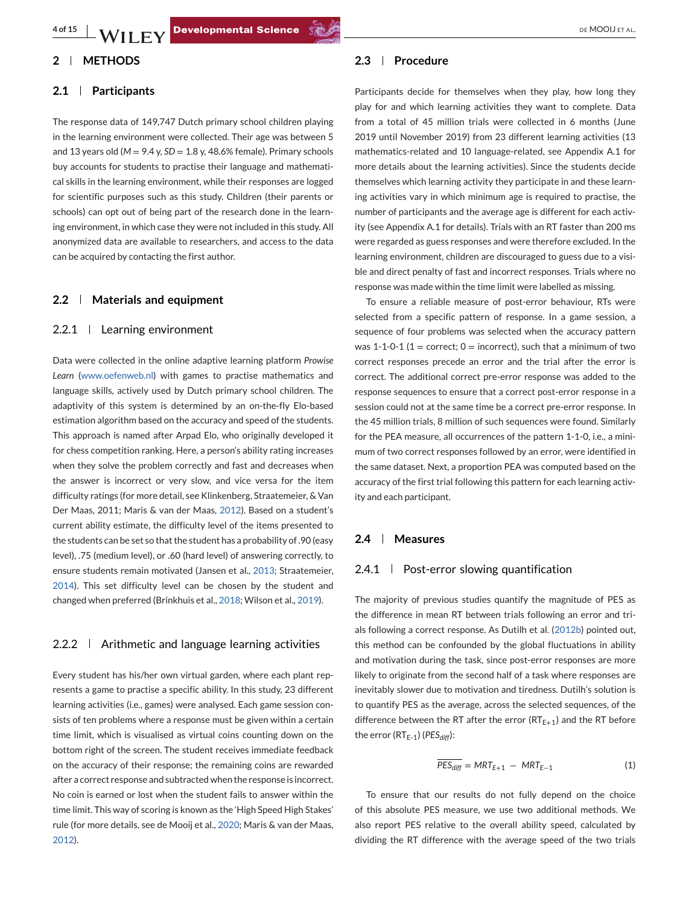## 2 | METHODS

### 2.1 | Participants

The response data of 149,747 Dutch primary school children playing in the learning environment were collected. Their age was between 5 and 13 years old ($M = 9.4$ y, $SD = 1.8$ y, 48.6% female). Primary schools buy accounts for students to practise their language and mathematical skills in the learning environment, while their responses are logged for scientific purposes such as this study. Children (their parents or schools) can opt out of being part of the research done in the learning environment, in which case they were not included in this study. All anonymized data are available to researchers, and access to the data can be acquired by contacting the first author.

### 2.2 | Materials and equipment

#### 2.2.1 | Learning environment

Data were collected in the online adaptive learning platform *Prowise Learn* (www.oefenweb.nl) with games to practise mathematics and language skills, actively used by Dutch primary school children. The adaptivity of this system is determined by an on-the-fly Elo-based estimation algorithm based on the accuracy and speed of the students. This approach is named after Arpad Elo, who originally developed it for chess competition ranking. Here, a person's ability rating increases when they solve the problem correctly and fast and decreases when the answer is incorrect or very slow, and vice versa for the item difficulty ratings (for more detail, see Klinkenberg, Straatemeier, & Van Der Maas, 2011; Maris & van der Maas, 2012). Based on a student's current ability estimate, the difficulty level of the items presented to the students can be set so that the student has a probability of .90 (easy level), .75 (medium level), or .60 (hard level) of answering correctly, to ensure students remain motivated (Jansen et al., 2013; Straatemeier, 2014). This set difficulty level can be chosen by the student and changed when preferred (Brinkhuis et al., 2018; Wilson et al., 2019).

#### 2.2.2 | Arithmetic and language learning activities

Every student has his/her own virtual garden, where each plant represents a game to practise a specific ability. In this study, 23 different learning activities (i.e., games) were analysed. Each game session consists of ten problems where a response must be given within a certain time limit, which is visualised as virtual coins counting down on the bottom right of the screen. The student receives immediate feedback on the accuracy of their response; the remaining coins are rewarded after a correct response and subtracted when the response is incorrect. No coin is earned or lost when the student fails to answer within the time limit. This way of scoring is known as the 'High Speed High Stakes' rule (for more details, see de Mooij et al., 2020; Maris & van der Maas, 2012).

### 2.3 | Procedure

Participants decide for themselves when they play, how long they play for and which learning activities they want to complete. Data from a total of 45 million trials were collected in 6 months (June 2019 until November 2019) from 23 different learning activities (13 mathematics-related and 10 language-related, see Appendix A.1 for more details about the learning activities). Since the students decide themselves which learning activity they participate in and these learning activities vary in which minimum age is required to practise, the number of participants and the average age is different for each activity (see Appendix A.1 for details). Trials with an RT faster than 200 ms were regarded as guess responses and were therefore excluded. In the learning environment, children are discouraged to guess due to a visible and direct penalty of fast and incorrect responses. Trials where no response was made within the time limit were labelled as missing.

To ensure a reliable measure of post-error behaviour, RTs were selected from a specific pattern of response. In a game session, a sequence of four problems was selected when the accuracy pattern was 1-1-0-1 (1 = correct; 0 = incorrect), such that a minimum of two correct responses precede an error and the trial after the error is correct. The additional correct pre-error response was added to the response sequences to ensure that a correct post-error response in a session could not at the same time be a correct pre-error response. In the 45 million trials, 8 million of such sequences were found. Similarly for the PEA measure, all occurrences of the pattern 1-1-0, i.e., a minimum of two correct responses followed by an error, were identified in the same dataset. Next, a proportion PEA was computed based on the accuracy of the first trial following this pattern for each learning activity and each participant.

### 2.4 | Measures

#### 2.4.1 | Post-error slowing quantification

The majority of previous studies quantify the magnitude of PES as the difference in mean RT between trials following an error and trials following a correct response. As Dutilh et al. (2012b) pointed out, this method can be confounded by the global fluctuations in ability and motivation during the task, since post-error responses are more likely to originate from the second half of a task where responses are inevitably slower due to motivation and tiredness. Dutilh's solution is to quantify PES as the average, across the selected sequences, of the difference between the RT after the error ($RT_{E+1}$) and the RT before the error ($RT_{E-1}$) ($PES_{diff}$):

$$\overline{PES_{diff}} = MRT_{E+1} - MRT_{E-1} \tag{1}$$

To ensure that our results do not fully depend on the choice of this absolute PES measure, we use two additional methods. We also report PES relative to the overall ability speed, calculated by dividing the RT difference with the average speed of the two trials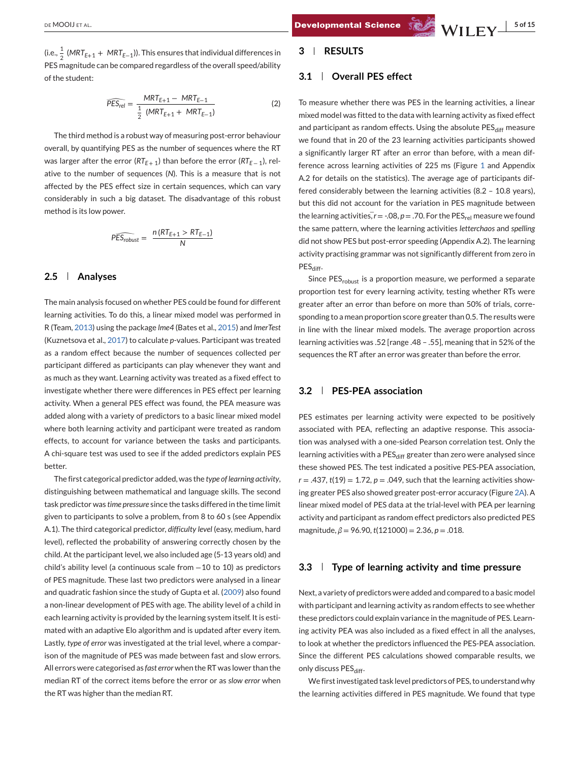(i.e., $\frac{1}{2}$ $(MRT_{E+1} + MRT_{E-1})$). This ensures that individual differences in PES magnitude can be compared regardless of the overall speed/ability of the student:

$$\widehat{PES_{rel}} = \frac{MRT_{E+1} - MRT_{E-1}}{\frac{1}{2}\ (MRT_{E+1} + MRT_{E-1})} \qquad (2)$$

The third method is a robust way of measuring post-error behaviour overall, by quantifying PES as the number of sequences where the RT was larger after the error ($RT_{E+1}$) than before the error ($RT_{E-1}$), relative to the number of sequences ($N$). This is a measure that is not affected by the PES effect size in certain sequences, which can vary considerably in such a big dataset. The disadvantage of this robust method is its low power.

$$\widehat{PES_{robust}} = \frac{n\,(RT_{E+1} > RT_{E-1})}{N}$$

## 2.5 | Analyses

The main analysis focused on whether PES could be found for different learning activities. To do this, a linear mixed model was performed in R (Team, 2013) using the package *lme4* (Bates et al., 2015) and *lmerTest* (Kuznetsova et al., 2017) to calculate *p*-values. Participant was treated as a random effect because the number of sequences collected per participant differed as participants can play whenever they want and as much as they want. Learning activity was treated as a fixed effect to investigate whether there were differences in PES effect per learning activity. When a general PES effect was found, the PEA measure was added along with a variety of predictors to a basic linear mixed model where both learning activity and participant were treated as random effects, to account for variance between the tasks and participants. A chi-square test was used to see if the added predictors explain PES better.

The first categorical predictor added, was the *type of learning activity*, distinguishing between mathematical and language skills. The second task predictor was *time pressure* since the tasks differed in the time limit given to participants to solve a problem, from 8 to 60 s (see Appendix A.1). The third categorical predictor, *difficulty level* (easy, medium, hard level), reflected the probability of answering correctly chosen by the child. At the participant level, we also included age (5-13 years old) and child's ability level (a continuous scale from −10 to 10) as predictors of PES magnitude. These last two predictors were analysed in a linear and quadratic fashion since the study of Gupta et al. (2009) also found a non-linear development of PES with age. The ability level of a child in each learning activity is provided by the learning system itself. It is estimated with an adaptive Elo algorithm and is updated after every item. Lastly, *type of error* was investigated at the trial level, where a comparison of the magnitude of PES was made between fast and slow errors. All errors were categorised as *fast error* when the RT was lower than the median RT of the correct items before the error or as *slow error* when the RT was higher than the median RT.

# 3 | RESULTS

## 3.1 | Overall PES effect

To measure whether there was PES in the learning activities, a linear mixed model was fitted to the data with learning activity as fixed effect and participant as random effects. Using the absolute $PES_{diff}$ measure we found that in 20 of the 23 learning activities participants showed a significantly larger RT after an error than before, with a mean difference across learning activities of 225 ms (Figure 1 and Appendix A.2 for details on the statistics). The average age of participants differed considerably between the learning activities (8.2 – 10.8 years), but this did not account for the variation in PES magnitude between the learning activities, $r = -.08$, $p = .70$. For the $PES_{rel}$ measure we found the same pattern, where the learning activities *letterchaos* and *spelling* did not show PES but post-error speeding (Appendix A.2). The learning activity practising grammar was not significantly different from zero in $PES_{diff}$.

Since $PES_{robust}$ is a proportion measure, we performed a separate proportion test for every learning activity, testing whether RTs were greater after an error than before on more than 50% of trials, corresponding to a mean proportion score greater than 0.5. The results were in line with the linear mixed models. The average proportion across learning activities was .52 [range .48 – .55], meaning that in 52% of the sequences the RT after an error was greater than before the error.

## 3.2 | PES-PEA association

PES estimates per learning activity were expected to be positively associated with PEA, reflecting an adaptive response. This association was analysed with a one-sided Pearson correlation test. Only the learning activities with a $PES_{diff}$ greater than zero were analysed since these showed PES. The test indicated a positive PES-PEA association, $r = .437$, $t(19) = 1.72$, $p = .049$, such that the learning activities showing greater PES also showed greater post-error accuracy (Figure 2A). A linear mixed model of PES data at the trial-level with PEA per learning activity and participant as random effect predictors also predicted PES magnitude, $\beta = 96.90$, $t(121000) = 2.36$, $p = .018$.

## 3.3 | Type of learning activity and time pressure

Next, a variety of predictors were added and compared to a basic model with participant and learning activity as random effects to see whether these predictors could explain variance in the magnitude of PES. Learning activity PEA was also included as a fixed effect in all the analyses, to look at whether the predictors influenced the PES-PEA association. Since the different PES calculations showed comparable results, we only discuss $PES_{diff}$.

We first investigated task level predictors of PES, to understand why the learning activities differed in PES magnitude. We found that type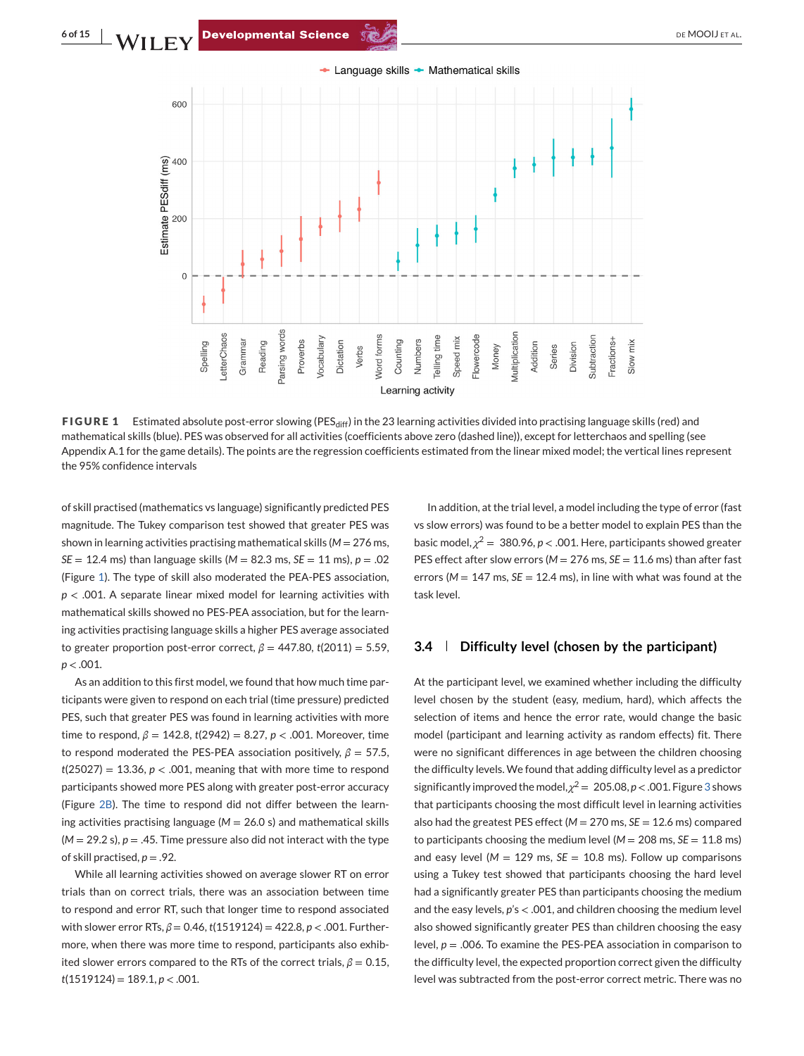FIGURE 1 Estimated absolute post-error slowing ($PES_{diff}$) in the 23 learning activities divided into practising language skills (red) and mathematical skills (blue). PES was observed for all activities (coefficients above zero (dashed line)), except for letterchaos and spelling (see Appendix A.1 for the game details). The points are the regression coefficients estimated from the linear mixed model; the vertical lines represent the 95% confidence intervals

of skill practised (mathematics vs language) significantly predicted PES magnitude. The Tukey comparison test showed that greater PES was shown in learning activities practising mathematical skills ($M = 276$ ms, $SE = 12.4$ ms) than language skills ($M = 82.3$ ms, $SE = 11$ ms), $p = .02$ (Figure 1). The type of skill also moderated the PEA-PES association, $p < .001$. A separate linear mixed model for learning activities with mathematical skills showed no PES-PEA association, but for the learning activities practising language skills a higher PES average associated to greater proportion post-error correct, $\beta = 447.80$, $t(2011) = 5.59$, $p < .001$.

As an addition to this first model, we found that how much time participants were given to respond on each trial (time pressure) predicted PES, such that greater PES was found in learning activities with more time to respond, $\beta = 142.8$, $t(2942) = 8.27$, $p < .001$. Moreover, time to respond moderated the PES-PEA association positively, $\beta = 57.5$, $t(25027) = 13.36$, $p < .001$, meaning that with more time to respond participants showed more PES along with greater post-error accuracy (Figure 2B). The time to respond did not differ between the learning activities practising language ($M = 26.0$ s) and mathematical skills ($M = 29.2$ s), $p = .45$. Time pressure also did not interact with the type of skill practised, $p = .92$.

While all learning activities showed on average slower RT on error trials than on correct trials, there was an association between time to respond and error RT, such that longer time to respond associated with slower error RTs, $\beta = 0.46$, $t(1519124) = 422.8$, $p < .001$. Furthermore, when there was more time to respond, participants also exhibited slower errors compared to the RTs of the correct trials, $\beta = 0.15$, $t(1519124) = 189.1$, $p < .001$.

In addition, at the trial level, a model including the type of error (fast vs slow errors) was found to be a better model to explain PES than the basic model, $\chi^2 = 380.96$, $p < .001$. Here, participants showed greater PES effect after slow errors ($M = 276$ ms, $SE = 11.6$ ms) than after fast errors ($M = 147$ ms, $SE = 12.4$ ms), in line with what was found at the task level.

### 3.4 | Difficulty level (chosen by the participant)

At the participant level, we examined whether including the difficulty level chosen by the student (easy, medium, hard), which affects the selection of items and hence the error rate, would change the basic model (participant and learning activity as random effects) fit. There were no significant differences in age between the children choosing the difficulty levels. We found that adding difficulty level as a predictor significantly improved the model, $\chi^2 = 205.08$, $p < .001$. Figure 3 shows that participants choosing the most difficult level in learning activities also had the greatest PES effect ($M = 270$ ms, $SE = 12.6$ ms) compared to participants choosing the medium level ($M = 208$ ms, $SE = 11.8$ ms) and easy level ($M = 129$ ms, $SE = 10.8$ ms). Follow up comparisons using a Tukey test showed that participants choosing the hard level had a significantly greater PES than participants choosing the medium and the easy levels, $p$'s $< .001$, and children choosing the medium level also showed significantly greater PES than children choosing the easy level, $p = .006$. To examine the PES-PEA association in comparison to the difficulty level, the expected proportion correct given the difficulty level was subtracted from the post-error correct metric. There was no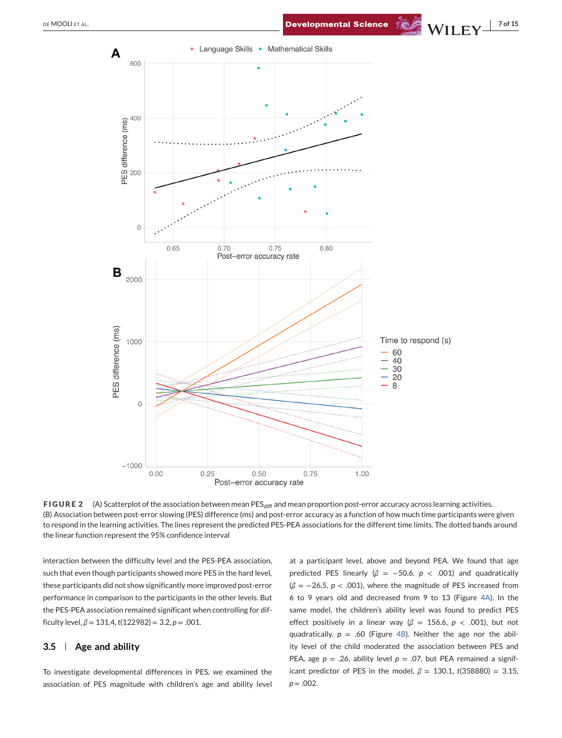**FIGURE 2** (A) Scatterplot of the association between mean $PES_{diff}$ and mean proportion post-error accuracy across learning activities. (B) Association between post-error slowing (PES) difference (ms) and post-error accuracy as a function of how much time participants were given to respond in the learning activities. The lines represent the predicted PES-PEA associations for the different time limits. The dotted bands around the linear function represent the 95% confidence interval

interaction between the difficulty level and the PES-PEA association, such that even though participants showed more PES in the hard level, these participants did not show significantly more improved post-error performance in comparison to the participants in the other levels. But the PES-PEA association remained significant when controlling for difficulty level, $\beta = 131.4$, $t(122982) = 3.2$, $p = .001$.

## 3.5 | Age and ability

To investigate developmental differences in PES, we examined the association of PES magnitude with children's age and ability level at a participant level, above and beyond PEA. We found that age predicted PES linearly ($\beta = -50.6$, $p < .001$) and quadratically ($\beta = -26.5$, $p < .001$), where the magnitude of PES increased from 6 to 9 years old and decreased from 9 to 13 (Figure 4A). In the same model, the children's ability level was found to predict PES effect positively in a linear way ($\beta = 156.6$, $p < .001$), but not quadratically, $p = .60$ (Figure 4B). Neither the age nor the ability level of the child moderated the association between PES and PEA, age $p = .26$, ability level $p = .07$, but PEA remained a significant predictor of PES in the model, $\beta = 130.1$, $t(358880) = 3.15$, $p = .002$.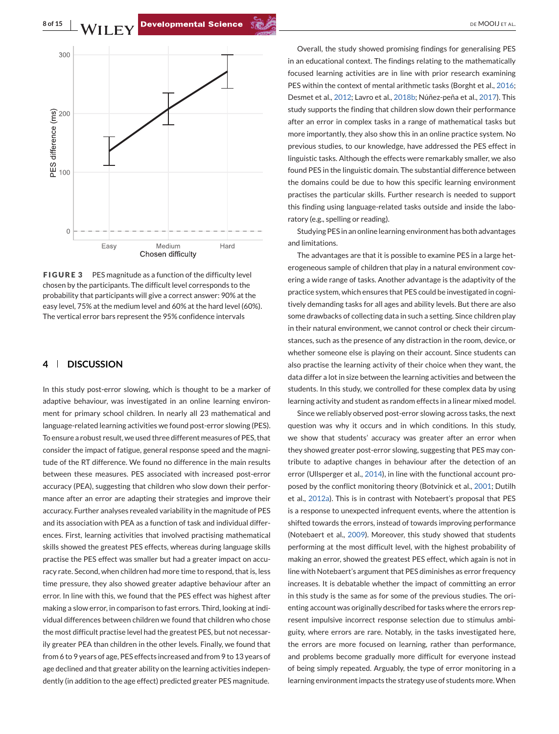**FIGURE 3** PES magnitude as a function of the difficulty level chosen by the participants. The difficult level corresponds to the probability that participants will give a correct answer: 90% at the easy level, 75% at the medium level and 60% at the hard level (60%). The vertical error bars represent the 95% confidence intervals

## 4 | DISCUSSION

In this study post-error slowing, which is thought to be a marker of adaptive behaviour, was investigated in an online learning environment for primary school children. In nearly all 23 mathematical and language-related learning activities we found post-error slowing (PES). To ensure a robust result, we used three different measures of PES, that consider the impact of fatigue, general response speed and the magnitude of the RT difference. We found no difference in the main results between these measures. PES associated with increased post-error accuracy (PEA), suggesting that children who slow down their performance after an error are adapting their strategies and improve their accuracy. Further analyses revealed variability in the magnitude of PES and its association with PEA as a function of task and individual differences. First, learning activities that involved practising mathematical skills showed the greatest PES effects, whereas during language skills practise the PES effect was smaller but had a greater impact on accuracy rate. Second, when children had more time to respond, that is, less time pressure, they also showed greater adaptive behaviour after an error. In line with this, we found that the PES effect was highest after making a slow error, in comparison to fast errors. Third, looking at individual differences between children we found that children who chose the most difficult practise level had the greatest PES, but not necessarily greater PEA than children in the other levels. Finally, we found that from 6 to 9 years of age, PES effects increased and from 9 to 13 years of age declined and that greater ability on the learning activities independently (in addition to the age effect) predicted greater PES magnitude.

Overall, the study showed promising findings for generalising PES in an educational context. The findings relating to the mathematically focused learning activities are in line with prior research examining PES within the context of mental arithmetic tasks (Borght et al., 2016; Desmet et al., 2012; Lavro et al., 2018b; Núñez-peña et al., 2017). This study supports the finding that children slow down their performance after an error in complex tasks in a range of mathematical tasks but more importantly, they also show this in an online practice system. No previous studies, to our knowledge, have addressed the PES effect in linguistic tasks. Although the effects were remarkably smaller, we also found PES in the linguistic domain. The substantial difference between the domains could be due to how this specific learning environment practises the particular skills. Further research is needed to support this finding using language-related tasks outside and inside the laboratory (e.g., spelling or reading).

Studying PES in an online learning environment has both advantages and limitations.

The advantages are that it is possible to examine PES in a large heterogeneous sample of children that play in a natural environment covering a wide range of tasks. Another advantage is the adaptivity of the practice system, which ensures that PES could be investigated in cognitively demanding tasks for all ages and ability levels. But there are also some drawbacks of collecting data in such a setting. Since children play in their natural environment, we cannot control or check their circumstances, such as the presence of any distraction in the room, device, or whether someone else is playing on their account. Since students can also practise the learning activity of their choice when they want, the data differ a lot in size between the learning activities and between the students. In this study, we controlled for these complex data by using learning activity and student as random effects in a linear mixed model.

Since we reliably observed post-error slowing across tasks, the next question was why it occurs and in which conditions. In this study, we show that students' accuracy was greater after an error when they showed greater post-error slowing, suggesting that PES may contribute to adaptive changes in behaviour after the detection of an error (Ullsperger et al., 2014), in line with the functional account proposed by the conflict monitoring theory (Botvinick et al., 2001; Dutilh et al., 2012a). This is in contrast with Notebaert's proposal that PES is a response to unexpected infrequent events, where the attention is shifted towards the errors, instead of towards improving performance (Notebaert et al., 2009). Moreover, this study showed that students performing at the most difficult level, with the highest probability of making an error, showed the greatest PES effect, which again is not in line with Notebaert's argument that PES diminishes as error frequency increases. It is debatable whether the impact of committing an error in this study is the same as for some of the previous studies. The orienting account was originally described for tasks where the errors represent impulsive incorrect response selection due to stimulus ambiguity, where errors are rare. Notably, in the tasks investigated here, the errors are more focused on learning, rather than performance, and problems become gradually more difficult for everyone instead of being simply repeated. Arguably, the type of error monitoring in a learning environment impacts the strategy use of students more. When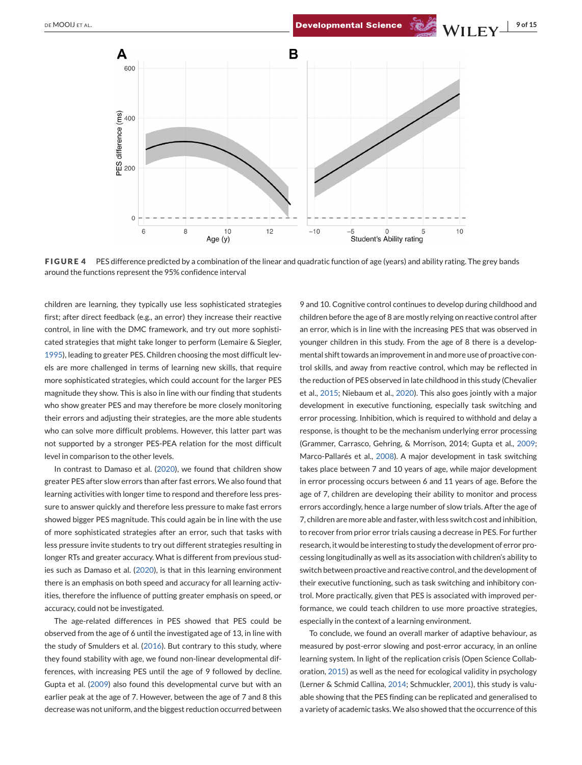**FIGURE 4** PES difference predicted by a combination of the linear and quadratic function of age (years) and ability rating. The grey bands around the functions represent the 95% confidence interval

children are learning, they typically use less sophisticated strategies first; after direct feedback (e.g., an error) they increase their reactive control, in line with the DMC framework, and try out more sophisticated strategies that might take longer to perform (Lemaire & Siegler, 1995), leading to greater PES. Children choosing the most difficult levels are more challenged in terms of learning new skills, that require more sophisticated strategies, which could account for the larger PES magnitude they show. This is also in line with our finding that students who show greater PES and may therefore be more closely monitoring their errors and adjusting their strategies, are the more able students who can solve more difficult problems. However, this latter part was not supported by a stronger PES-PEA relation for the most difficult level in comparison to the other levels.

In contrast to Damaso et al. (2020), we found that children show greater PES after slow errors than after fast errors. We also found that learning activities with longer time to respond and therefore less pressure to answer quickly and therefore less pressure to make fast errors showed bigger PES magnitude. This could again be in line with the use of more sophisticated strategies after an error, such that tasks with less pressure invite students to try out different strategies resulting in longer RTs and greater accuracy. What is different from previous studies such as Damaso et al. (2020), is that in this learning environment there is an emphasis on both speed and accuracy for all learning activities, therefore the influence of putting greater emphasis on speed, or accuracy, could not be investigated.

The age-related differences in PES showed that PES could be observed from the age of 6 until the investigated age of 13, in line with the study of Smulders et al. (2016). But contrary to this study, where they found stability with age, we found non-linear developmental differences, with increasing PES until the age of 9 followed by decline. Gupta et al. (2009) also found this developmental curve but with an earlier peak at the age of 7. However, between the age of 7 and 8 this decrease was not uniform, and the biggest reduction occurred between 9 and 10. Cognitive control continues to develop during childhood and children before the age of 8 are mostly relying on reactive control after an error, which is in line with the increasing PES that was observed in younger children in this study. From the age of 8 there is a developmental shift towards an improvement in and more use of proactive control skills, and away from reactive control, which may be reflected in the reduction of PES observed in late childhood in this study (Chevalier et al., 2015; Niebaum et al., 2020). This also goes jointly with a major development in executive functioning, especially task switching and error processing. Inhibition, which is required to withhold and delay a response, is thought to be the mechanism underlying error processing (Grammer, Carrasco, Gehring, & Morrison, 2014; Gupta et al., 2009; Marco-Pallarés et al., 2008). A major development in task switching takes place between 7 and 10 years of age, while major development in error processing occurs between 6 and 11 years of age. Before the age of 7, children are developing their ability to monitor and process errors accordingly, hence a large number of slow trials. After the age of 7, children are more able and faster, with less switch cost and inhibition, to recover from prior error trials causing a decrease in PES. For further research, it would be interesting to study the development of error processing longitudinally as well as its association with children's ability to switch between proactive and reactive control, and the development of their executive functioning, such as task switching and inhibitory control. More practically, given that PES is associated with improved performance, we could teach children to use more proactive strategies, especially in the context of a learning environment.

To conclude, we found an overall marker of adaptive behaviour, as measured by post-error slowing and post-error accuracy, in an online learning system. In light of the replication crisis (Open Science Collaboration, 2015) as well as the need for ecological validity in psychology (Lerner & Schmid Callina, 2014; Schmuckler, 2001), this study is valuable showing that the PES finding can be replicated and generalised to a variety of academic tasks. We also showed that the occurrence of this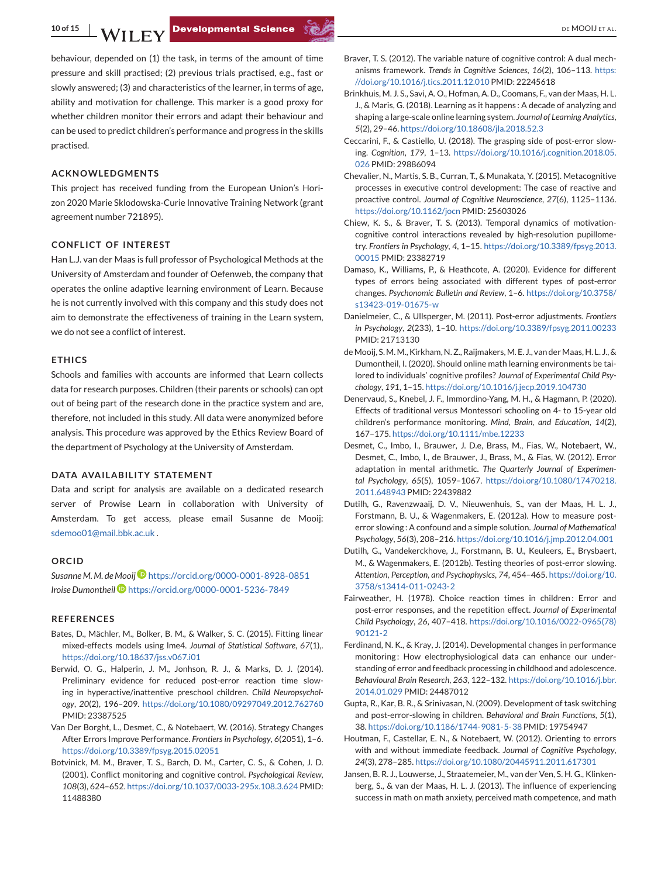behaviour, depended on (1) the task, in terms of the amount of time pressure and skill practised; (2) previous trials practised, e.g., fast or slowly answered; (3) and characteristics of the learner, in terms of age, ability and motivation for challenge. This marker is a good proxy for whether children monitor their errors and adapt their behaviour and can be used to predict children's performance and progress in the skills practised.

## ACKNOWLEDGMENTS

This project has received funding from the European Union's Horizon 2020 Marie Sklodowska-Curie Innovative Training Network (grant agreement number 721895).

## CONFLICT OF INTEREST

Han L.J. van der Maas is full professor of Psychological Methods at the University of Amsterdam and founder of Oefenweb, the company that operates the online adaptive learning environment of Learn. Because he is not currently involved with this company and this study does not aim to demonstrate the effectiveness of training in the Learn system, we do not see a conflict of interest.

## ETHICS

Schools and families with accounts are informed that Learn collects data for research purposes. Children (their parents or schools) can opt out of being part of the research done in the practice system and are, therefore, not included in this study. All data were anonymized before analysis. This procedure was approved by the Ethics Review Board of the department of Psychology at the University of Amsterdam.

## DATA AVAILABILITY STATEMENT

Data and script for analysis are available on a dedicated research server of Prowise Learn in collaboration with University of Amsterdam. To get access, please email Susanne de Mooij: sdemoo01@mail.bbk.ac.uk .

## ORCID

*Susanne M. M. de Mooij* https://orcid.org/0000-0001-8928-0851
*Iroise Dumontheil* https://orcid.org/0000-0001-5236-7849

## REFERENCES

Bates, D., Mächler, M., Bolker, B. M., & Walker, S. C. (2015). Fitting linear mixed-effects models using lme4. *Journal of Statistical Software*, *67*(1),. https://doi.org/10.18637/jss.v067.i01

Berwid, O. G., Halperin, J. M., Jonhson, R. J., & Marks, D. J. (2014). Preliminary evidence for reduced post-error reaction time slowing in hyperactive/inattentive preschool children. *Child Neuropsychology*, *20*(2), 196–209. https://doi.org/10.1080/09297049.2012.762760 PMID: 23387525

Van Der Borght, L., Desmet, C., & Notebaert, W. (2016). Strategy Changes After Errors Improve Performance. *Frontiers in Psychology*, *6*(2051), 1–6. https://doi.org/10.3389/fpsyg.2015.02051

Botvinick, M. M., Braver, T. S., Barch, D. M., Carter, C. S., & Cohen, J. D. (2001). Conflict monitoring and cognitive control. *Psychological Review*, *108*(3), 624–652. https://doi.org/10.1037/0033-295x.108.3.624 PMID: 11488380

Braver, T. S. (2012). The variable nature of cognitive control: A dual mechanisms framework. *Trends in Cognitive Sciences*, *16*(2), 106–113. https://doi.org/10.1016/j.tics.2011.12.010 PMID: 22245618

Brinkhuis, M. J. S., Savi, A. O., Hofman, A. D., Coomans, F., van der Maas, H. L. J., & Maris, G. (2018). Learning as it happens: A decade of analyzing and shaping a large-scale online learning system. *Journal of Learning Analytics*, *5*(2), 29–46. https://doi.org/10.18608/jla.2018.52.3

Ceccarini, F., & Castiello, U. (2018). The grasping side of post-error slowing. *Cognition*, *179*, 1–13. https://doi.org/10.1016/j.cognition.2018.05.026 PMID: 29886094

Chevalier, N., Martis, S. B., Curran, T., & Munakata, Y. (2015). Metacognitive processes in executive control development: The case of reactive and proactive control. *Journal of Cognitive Neuroscience*, *27*(6), 1125–1136. https://doi.org/10.1162/jocn PMID: 25603026

Chiew, K. S., & Braver, T. S. (2013). Temporal dynamics of motivation-cognitive control interactions revealed by high-resolution pupillometry. *Frontiers in Psychology*, *4*, 1–15. https://doi.org/10.3389/fpsyg.2013.00015 PMID: 23382719

Damaso, K., Williams, P., & Heathcote, A. (2020). Evidence for different types of errors being associated with different types of post-error changes. *Psychonomic Bulletin and Review*, 1–6. https://doi.org/10.3758/s13423-019-01675-w

Danielmeier, C., & Ullsperger, M. (2011). Post-error adjustments. *Frontiers in Psychology*, *2*(233), 1–10. https://doi.org/10.3389/fpsyg.2011.00233 PMID: 21713130

de Mooij, S. M. M., Kirkham, N. Z., Raijmakers, M. E. J., van der Maas, H. L. J., & Dumontheil, I. (2020). Should online math learning environments be tailored to individuals' cognitive profiles? *Journal of Experimental Child Psychology*, *191*, 1–15. https://doi.org/10.1016/j.jecp.2019.104730

Denervaud, S., Knebel, J. F., Immordino-Yang, M. H., & Hagmann, P. (2020). Effects of traditional versus Montessori schooling on 4- to 15-year old children's performance monitoring. *Mind, Brain, and Education*, *14*(2), 167–175. https://doi.org/10.1111/mbe.12233

Desmet, C., Imbo, I., Brauwer, J. D.e, Brass, M., Fias, W., Notebaert, W., Desmet, C., Imbo, I., de Brauwer, J., Brass, M., & Fias, W. (2012). Error adaptation in mental arithmetic. *The Quarterly Journal of Experimental Psychology*, *65*(5), 1059–1067. https://doi.org/10.1080/17470218.2011.648943 PMID: 22439882

Dutilh, G., Ravenzwaaij, D. V., Nieuwenhuis, S., van der Maas, H. L. J., Forstmann, B. U., & Wagenmakers, E. (2012a). How to measure post-error slowing: A confound and a simple solution. *Journal of Mathematical Psychology*, *56*(3), 208–216. https://doi.org/10.1016/j.jmp.2012.04.001

Dutilh, G., Vandekerckhove, J., Forstmann, B. U., Keuleers, E., Brysbaert, M., & Wagenmakers, E. (2012b). Testing theories of post-error slowing. *Attention, Perception, and Psychophysics*, *74*, 454–465. https://doi.org/10.3758/s13414-011-0243-2

Fairweather, H. (1978). Choice reaction times in children: Error and post-error responses, and the repetition effect. *Journal of Experimental Child Psychology*, *26*, 407–418. https://doi.org/10.1016/0022-0965(78)90121-2

Ferdinand, N. K., & Kray, J. (2014). Developmental changes in performance monitoring: How electrophysiological data can enhance our understanding of error and feedback processing in childhood and adolescence. *Behavioural Brain Research*, *263*, 122–132. https://doi.org/10.1016/j.bbr.2014.01.029 PMID: 24487012

Gupta, R., Kar, B. R., & Srinivasan, N. (2009). Development of task switching and post-error-slowing in children. *Behavioral and Brain Functions*, *5*(1), 38. https://doi.org/10.1186/1744-9081-5-38 PMID: 19754947

Houtman, F., Castellar, E. N., & Notebaert, W. (2012). Orienting to errors with and without immediate feedback. *Journal of Cognitive Psychology*, *24*(3), 278–285. https://doi.org/10.1080/20445911.2011.617301

Jansen, B. R. J., Louwerse, J., Straatemeier, M., van der Ven, S. H. G., Klinkenberg, S., & van der Maas, H. L. J. (2013). The influence of experiencing success in math on math anxiety, perceived math competence, and math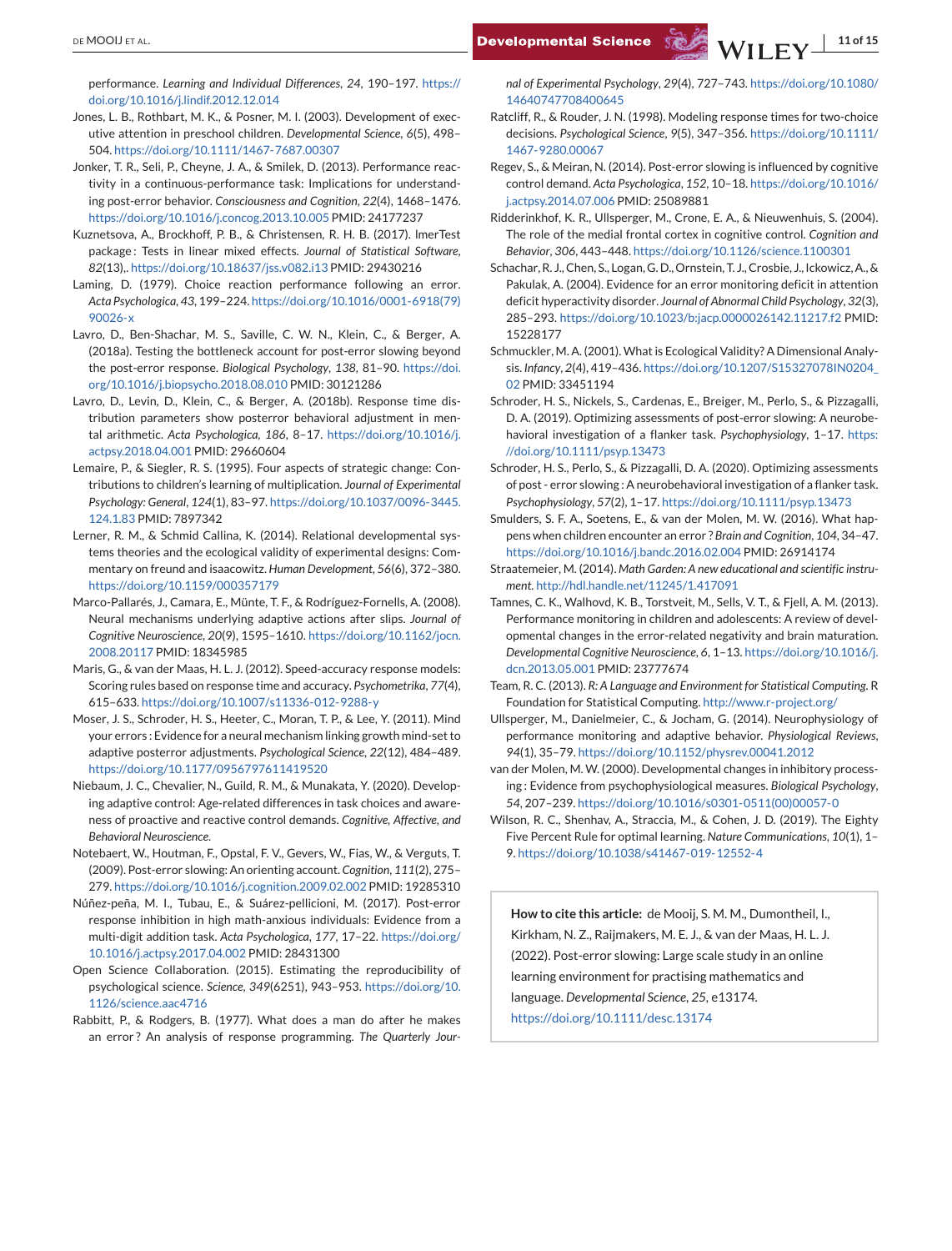performance. *Learning and Individual Differences*, *24*, 190–197. https://doi.org/10.1016/j.lindif.2012.12.014

Jones, L. B., Rothbart, M. K., & Posner, M. I. (2003). Development of executive attention in preschool children. *Developmental Science*, *6*(5), 498–504. https://doi.org/10.1111/1467-7687.00307

Jonker, T. R., Seli, P., Cheyne, J. A., & Smilek, D. (2013). Performance reactivity in a continuous-performance task: Implications for understanding post-error behavior. *Consciousness and Cognition*, *22*(4), 1468–1476. https://doi.org/10.1016/j.concog.2013.10.005 PMID: 24177237

Kuznetsova, A., Brockhoff, P. B., & Christensen, R. H. B. (2017). lmerTest package : Tests in linear mixed effects. *Journal of Statistical Software*, *82*(13),. https://doi.org/10.18637/jss.v082.i13 PMID: 29430216

Laming, D. (1979). Choice reaction performance following an error. *Acta Psychologica*, *43*, 199–224. https://doi.org/10.1016/0001-6918(79)90026-x

Lavro, D., Ben-Shachar, M. S., Saville, C. W. N., Klein, C., & Berger, A. (2018a). Testing the bottleneck account for post-error slowing beyond the post-error response. *Biological Psychology*, *138*, 81–90. https://doi.org/10.1016/j.biopsycho.2018.08.010 PMID: 30121286

Lavro, D., Levin, D., Klein, C., & Berger, A. (2018b). Response time distribution parameters show posterror behavioral adjustment in mental arithmetic. *Acta Psychologica*, *186*, 8–17. https://doi.org/10.1016/j.actpsy.2018.04.001 PMID: 29660604

Lemaire, P., & Siegler, R. S. (1995). Four aspects of strategic change: Contributions to children's learning of multiplication. *Journal of Experimental Psychology: General*, *124*(1), 83–97. https://doi.org/10.1037/0096-3445.124.1.83 PMID: 7897342

Lerner, R. M., & Schmid Callina, K. (2014). Relational developmental systems theories and the ecological validity of experimental designs: Commentary on freund and isaacowitz. *Human Development*, *56*(6), 372–380. https://doi.org/10.1159/000357179

Marco-Pallarés, J., Camara, E., Münte, T. F., & Rodríguez-Fornells, A. (2008). Neural mechanisms underlying adaptive actions after slips. *Journal of Cognitive Neuroscience*, *20*(9), 1595–1610. https://doi.org/10.1162/jocn.2008.20117 PMID: 18345985

Maris, G., & van der Maas, H. L. J. (2012). Speed-accuracy response models: Scoring rules based on response time and accuracy. *Psychometrika*, *77*(4), 615–633. https://doi.org/10.1007/s11336-012-9288-y

Moser, J. S., Schroder, H. S., Heeter, C., Moran, T. P., & Lee, Y. (2011). Mind your errors : Evidence for a neural mechanism linking growth mind-set to adaptive posterror adjustments. *Psychological Science*, *22*(12), 484–489. https://doi.org/10.1177/0956797611419520

Niebaum, J. C., Chevalier, N., Guild, R. M., & Munakata, Y. (2020). Developing adaptive control: Age-related differences in task choices and awareness of proactive and reactive control demands. *Cognitive, Affective, and Behavioral Neuroscience*.

Notebaert, W., Houtman, F., Opstal, F. V., Gevers, W., Fias, W., & Verguts, T. (2009). Post-error slowing: An orienting account. *Cognition*, *111*(2), 275–279. https://doi.org/10.1016/j.cognition.2009.02.002 PMID: 19285310

Núñez-peña, M. I., Tubau, E., & Suárez-pellicioni, M. (2017). Post-error response inhibition in high math-anxious individuals: Evidence from a multi-digit addition task. *Acta Psychologica*, *177*, 17–22. https://doi.org/10.1016/j.actpsy.2017.04.002 PMID: 28431300

Open Science Collaboration. (2015). Estimating the reproducibility of psychological science. *Science*, *349*(6251), 943–953. https://doi.org/10.1126/science.aac4716

Rabbitt, P., & Rodgers, B. (1977). What does a man do after he makes an error ? An analysis of response programming. *The Quarterly Journal of Experimental Psychology*, *29*(4), 727–743. https://doi.org/10.1080/14640747708400645

Ratcliff, R., & Rouder, J. N. (1998). Modeling response times for two-choice decisions. *Psychological Science*, *9*(5), 347–356. https://doi.org/10.1111/1467-9280.00067

Regev, S., & Meiran, N. (2014). Post-error slowing is influenced by cognitive control demand. *Acta Psychologica*, *152*, 10–18. https://doi.org/10.1016/j.actpsy.2014.07.006 PMID: 25089881

Ridderinkhof, K. R., Ullsperger, M., Crone, E. A., & Nieuwenhuis, S. (2004). The role of the medial frontal cortex in cognitive control. *Cognition and Behavior*, *306*, 443–448. https://doi.org/10.1126/science.1100301

Schachar, R. J., Chen, S., Logan, G. D., Ornstein, T. J., Crosbie, J., Ickowicz, A., & Pakulak, A. (2004). Evidence for an error monitoring deficit in attention deficit hyperactivity disorder. *Journal of Abnormal Child Psychology*, *32*(3), 285–293. https://doi.org/10.1023/b:jacp.0000026142.11217.f2 PMID: 15228177

Schmuckler, M. A. (2001). What is Ecological Validity? A Dimensional Analysis. *Infancy*, *2*(4), 419–436. https://doi.org/10.1207/S15327078IN0204_02 PMID: 33451194

Schroder, H. S., Nickels, S., Cardenas, E., Breiger, M., Perlo, S., & Pizzagalli, D. A. (2019). Optimizing assessments of post-error slowing: A neurobehavioral investigation of a flanker task. *Psychophysiology*, 1–17. https://doi.org/10.1111/psyp.13473

Schroder, H. S., Perlo, S., & Pizzagalli, D. A. (2020). Optimizing assessments of post - error slowing : A neurobehavioral investigation of a flanker task. *Psychophysiology*, *57*(2), 1–17. https://doi.org/10.1111/psyp.13473

Smulders, S. F. A., Soetens, E., & van der Molen, M. W. (2016). What happens when children encounter an error ? *Brain and Cognition*, *104*, 34–47. https://doi.org/10.1016/j.bandc.2016.02.004 PMID: 26914174

Straatemeier, M. (2014). *Math Garden: A new educational and scientific instrument*. http://hdl.handle.net/11245/1.417091

Tamnes, C. K., Walhovd, K. B., Torstveit, M., Sells, V. T., & Fjell, A. M. (2013). Performance monitoring in children and adolescents: A review of developmental changes in the error-related negativity and brain maturation. *Developmental Cognitive Neuroscience*, *6*, 1–13. https://doi.org/10.1016/j.dcn.2013.05.001 PMID: 23777674

Team, R. C. (2013). *R: A Language and Environment for Statistical Computing*. R Foundation for Statistical Computing. http://www.r-project.org/

Ullsperger, M., Danielmeier, C., & Jocham, G. (2014). Neurophysiology of performance monitoring and adaptive behavior. *Physiological Reviews*, *94*(1), 35–79. https://doi.org/10.1152/physrev.00041.2012

van der Molen, M. W. (2000). Developmental changes in inhibitory processing : Evidence from psychophysiological measures. *Biological Psychology*, *54*, 207–239. https://doi.org/10.1016/s0301-0511(00)00057-0

Wilson, R. C., Shenhav, A., Straccia, M., & Cohen, J. D. (2019). The Eighty Five Percent Rule for optimal learning. *Nature Communications*, *10*(1), 1–9. https://doi.org/10.1038/s41467-019-12552-4

**How to cite this article:** de Mooij, S. M. M., Dumontheil, I., Kirkham, N. Z., Raijmakers, M. E. J., & van der Maas, H. L. J. (2022). Post-error slowing: Large scale study in an online learning environment for practising mathematics and language. *Developmental Science*, *25*, e13174. https://doi.org/10.1111/desc.13174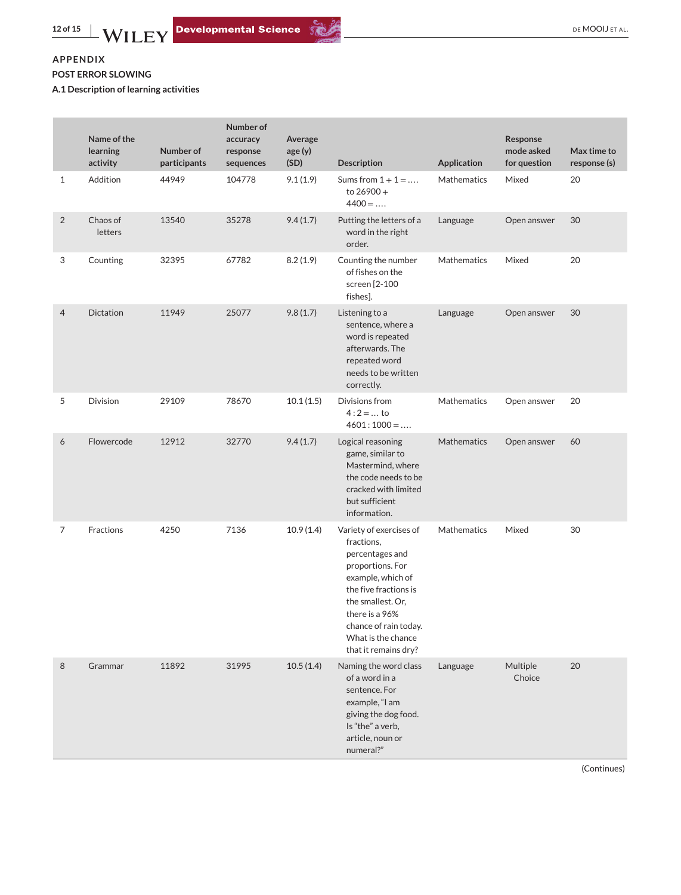## APPENDIX

### POST ERROR SLOWING

#### A.1 Description of learning activities

| | Name of the learning activity | Number of participants | Number of accuracy response sequences | Average age (y) (SD) | Description | Application | Response mode asked for question | Max time to response (s) |
|---|---|---|---|---|---|---|---|---|
| 1 | Addition | 44949 | 104778 | 9.1 (1.9) | Sums from 1 + 1 = …. to 26900 + 4400 = …. | Mathematics | Mixed | 20 |
| 2 | Chaos of letters | 13540 | 35278 | 9.4 (1.7) | Putting the letters of a word in the right order. | Language | Open answer | 30 |
| 3 | Counting | 32395 | 67782 | 8.2 (1.9) | Counting the number of fishes on the screen [2-100 fishes]. | Mathematics | Mixed | 20 |
| 4 | Dictation | 11949 | 25077 | 9.8 (1.7) | Listening to a sentence, where a word is repeated afterwards. The repeated word needs to be written correctly. | Language | Open answer | 30 |
| 5 | Division | 29109 | 78670 | 10.1 (1.5) | Divisions from 4 : 2 = … to 4601 : 1000 = …. | Mathematics | Open answer | 20 |
| 6 | Flowercode | 12912 | 32770 | 9.4 (1.7) | Logical reasoning game, similar to Mastermind, where the code needs to be cracked with limited but sufficient information. | Mathematics | Open answer | 60 |
| 7 | Fractions | 4250 | 7136 | 10.9 (1.4) | Variety of exercises of fractions, percentages and proportions. For example, which of the five fractions is the smallest. Or, there is a 96% chance of rain today. What is the chance that it remains dry? | Mathematics | Mixed | 30 |
| 8 | Grammar | 11892 | 31995 | 10.5 (1.4) | Naming the word class of a word in a sentence. For example, "I am giving the dog food. Is "the" a verb, article, noun or numeral?" | Language | Multiple Choice | 20 |

(Continues)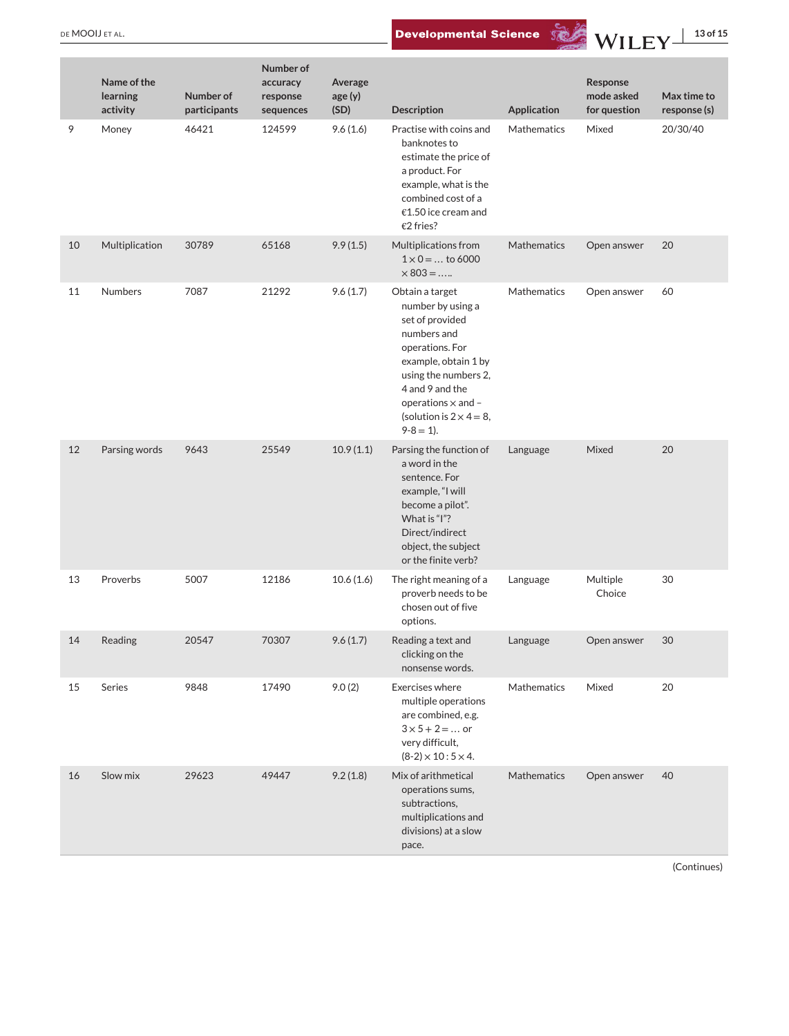| | Name of the learning activity | Number of participants | Number of accuracy response sequences | Average age (y) (SD) | Description | Application | Response mode asked for question | Max time to response (s) |
|---|---|---|---|---|---|---|---|---|
| 9 | Money | 46421 | 124599 | 9.6 (1.6) | Practise with coins and banknotes to estimate the price of a product. For example, what is the combined cost of a €1.50 ice cream and €2 fries? | Mathematics | Mixed | 20/30/40 |
| 10 | Multiplication | 30789 | 65168 | 9.9 (1.5) | Multiplications from $1 \times 0 = \ldots$ to $6000 \times 803 = \ldots$.. | Mathematics | Open answer | 20 |
| 11 | Numbers | 7087 | 21292 | 9.6 (1.7) | Obtain a target number by using a set of provided numbers and operations. For example, obtain 1 by using the numbers 2, 4 and 9 and the operations × and − (solution is $2 \times 4 = 8$, $9\text{-}8 = 1$). | Mathematics | Open answer | 60 |
| 12 | Parsing words | 9643 | 25549 | 10.9 (1.1) | Parsing the function of a word in the sentence. For example, "I will become a pilot". What is "I"? Direct/indirect object, the subject or the finite verb? | Language | Mixed | 20 |
| 13 | Proverbs | 5007 | 12186 | 10.6 (1.6) | The right meaning of a proverb needs to be chosen out of five options. | Language | Multiple Choice | 30 |
| 14 | Reading | 20547 | 70307 | 9.6 (1.7) | Reading a text and clicking on the nonsense words. | Language | Open answer | 30 |
| 15 | Series | 9848 | 17490 | 9.0 (2) | Exercises where multiple operations are combined, e.g. $3 \times 5 + 2 = \ldots$ or very difficult, $(8\text{-}2) \times 10 : 5 \times 4$. | Mathematics | Mixed | 20 |
| 16 | Slow mix | 29623 | 49447 | 9.2 (1.8) | Mix of arithmetical operations sums, subtractions, multiplications and divisions) at a slow pace. | Mathematics | Open answer | 40 |

(Continues)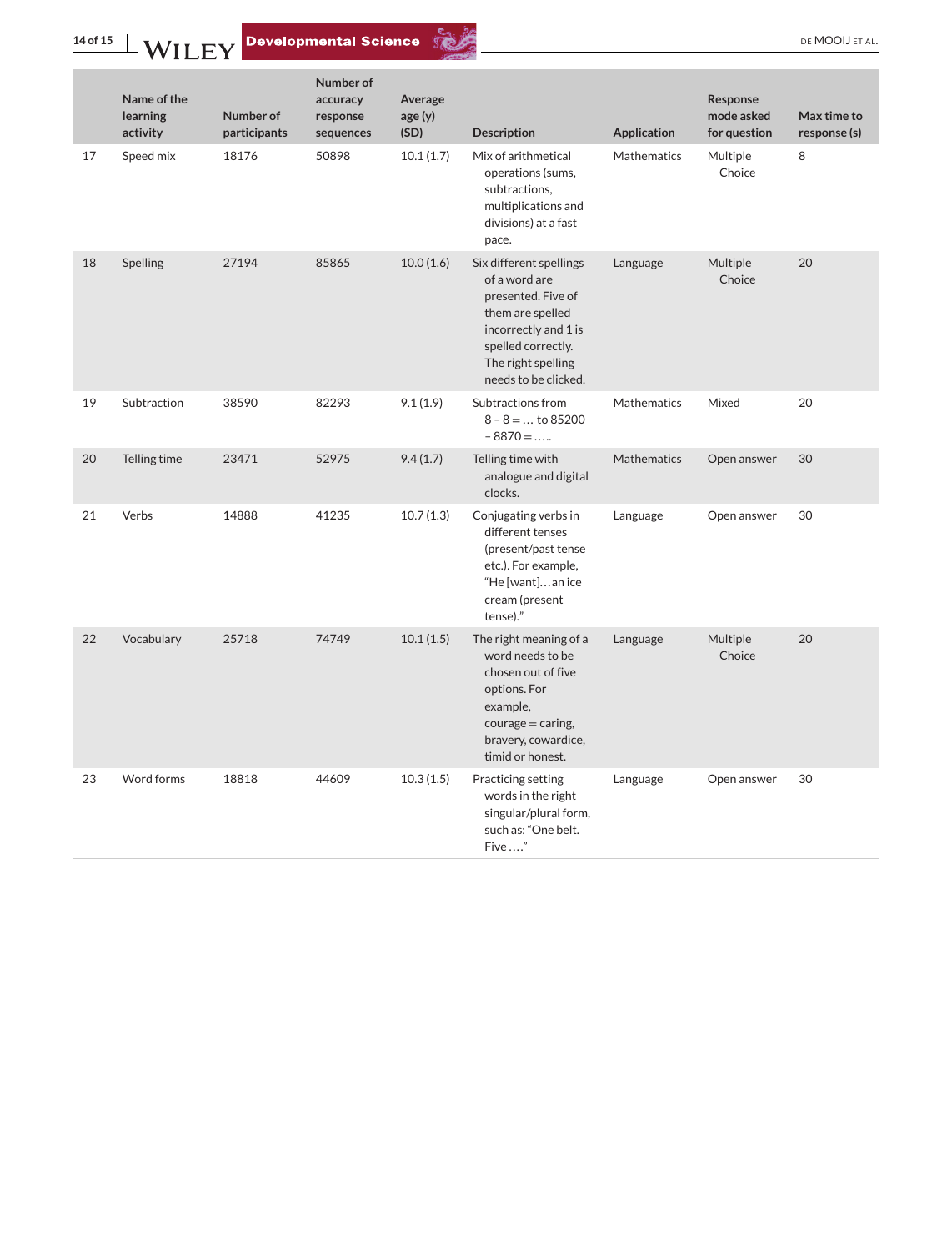| | Name of the learning activity | Number of participants | Number of accuracy response sequences | Average age (y) (SD) | Description | Application | Response mode asked for question | Max time to response (s) |
|---|---|---|---|---|---|---|---|---|
| 17 | Speed mix | 18176 | 50898 | 10.1 (1.7) | Mix of arithmetical operations (sums, subtractions, multiplications and divisions) at a fast pace. | Mathematics | Multiple Choice | 8 |
| 18 | Spelling | 27194 | 85865 | 10.0 (1.6) | Six different spellings of a word are presented. Five of them are spelled incorrectly and 1 is spelled correctly. The right spelling needs to be clicked. | Language | Multiple Choice | 20 |
| 19 | Subtraction | 38590 | 82293 | 9.1 (1.9) | Subtractions from 8 – 8 = … to 85200 – 8870 = ….. | Mathematics | Mixed | 20 |
| 20 | Telling time | 23471 | 52975 | 9.4 (1.7) | Telling time with analogue and digital clocks. | Mathematics | Open answer | 30 |
| 21 | Verbs | 14888 | 41235 | 10.7 (1.3) | Conjugating verbs in different tenses (present/past tense etc.). For example, "He [want]…an ice cream (present tense)." | Language | Open answer | 30 |
| 22 | Vocabulary | 25718 | 74749 | 10.1 (1.5) | The right meaning of a word needs to be chosen out of five options. For example, courage = caring, bravery, cowardice, timid or honest. | Language | Multiple Choice | 20 |
| 23 | Word forms | 18818 | 44609 | 10.3 (1.5) | Practicing setting words in the right singular/plural form, such as: "One belt. Five …." | Language | Open answer | 30 |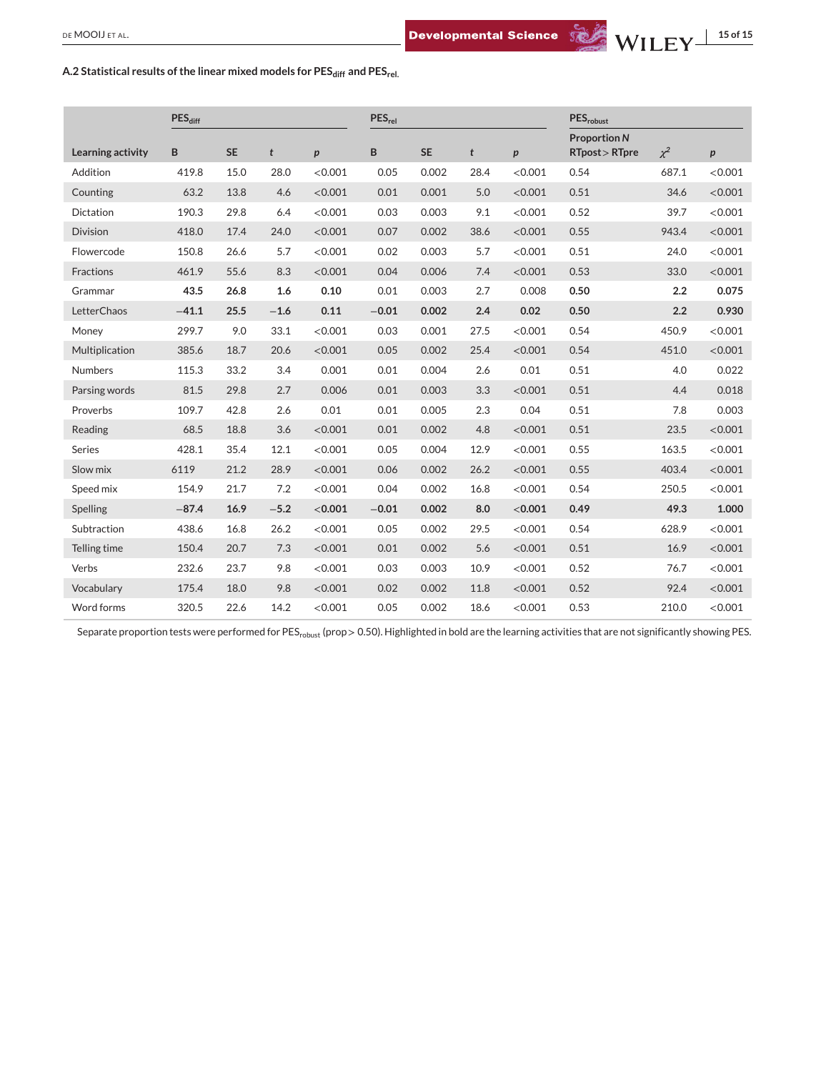### A.2 Statistical results of the linear mixed models for $PES_{diff}$ and $PES_{rel.}$

| | $PES_{diff}$ | | | | $PES_{rel}$ | | | | $PES_{robust}$ | | |
|---|---|---|---|---|---|---|---|---|---|---|---|
| **Learning activity** | **B** | **SE** | ***t*** | ***p*** | **B** | **SE** | ***t*** | ***p*** | **Proportion *N* RTpost > RTpre** | $\chi^2$ | ***p*** |
| Addition | 419.8 | 15.0 | 28.0 | <0.001 | 0.05 | 0.002 | 28.4 | <0.001 | 0.54 | 687.1 | <0.001 |
| Counting | 63.2 | 13.8 | 4.6 | <0.001 | 0.01 | 0.001 | 5.0 | <0.001 | 0.51 | 34.6 | <0.001 |
| Dictation | 190.3 | 29.8 | 6.4 | <0.001 | 0.03 | 0.003 | 9.1 | <0.001 | 0.52 | 39.7 | <0.001 |
| Division | 418.0 | 17.4 | 24.0 | <0.001 | 0.07 | 0.002 | 38.6 | <0.001 | 0.55 | 943.4 | <0.001 |
| Flowercode | 150.8 | 26.6 | 5.7 | <0.001 | 0.02 | 0.003 | 5.7 | <0.001 | 0.51 | 24.0 | <0.001 |
| Fractions | 461.9 | 55.6 | 8.3 | <0.001 | 0.04 | 0.006 | 7.4 | <0.001 | 0.53 | 33.0 | <0.001 |
| Grammar | **43.5** | **26.8** | **1.6** | **0.10** | 0.01 | 0.003 | 2.7 | 0.008 | **0.50** | **2.2** | **0.075** |
| LetterChaos | **−41.1** | **25.5** | **−1.6** | **0.11** | **−0.01** | **0.002** | **2.4** | **0.02** | **0.50** | **2.2** | **0.930** |
| Money | 299.7 | 9.0 | 33.1 | <0.001 | 0.03 | 0.001 | 27.5 | <0.001 | 0.54 | 450.9 | <0.001 |
| Multiplication | 385.6 | 18.7 | 20.6 | <0.001 | 0.05 | 0.002 | 25.4 | <0.001 | 0.54 | 451.0 | <0.001 |
| Numbers | 115.3 | 33.2 | 3.4 | 0.001 | 0.01 | 0.004 | 2.6 | 0.01 | 0.51 | 4.0 | 0.022 |
| Parsing words | 81.5 | 29.8 | 2.7 | 0.006 | 0.01 | 0.003 | 3.3 | <0.001 | 0.51 | 4.4 | 0.018 |
| Proverbs | 109.7 | 42.8 | 2.6 | 0.01 | 0.01 | 0.005 | 2.3 | 0.04 | 0.51 | 7.8 | 0.003 |
| Reading | 68.5 | 18.8 | 3.6 | <0.001 | 0.01 | 0.002 | 4.8 | <0.001 | 0.51 | 23.5 | <0.001 |
| Series | 428.1 | 35.4 | 12.1 | <0.001 | 0.05 | 0.004 | 12.9 | <0.001 | 0.55 | 163.5 | <0.001 |
| Slow mix | 6119 | 21.2 | 28.9 | <0.001 | 0.06 | 0.002 | 26.2 | <0.001 | 0.55 | 403.4 | <0.001 |
| Speed mix | 154.9 | 21.7 | 7.2 | <0.001 | 0.04 | 0.002 | 16.8 | <0.001 | 0.54 | 250.5 | <0.001 |
| Spelling | **−87.4** | **16.9** | **−5.2** | **<0.001** | **−0.01** | **0.002** | **8.0** | **<0.001** | **0.49** | **49.3** | **1.000** |
| Subtraction | 438.6 | 16.8 | 26.2 | <0.001 | 0.05 | 0.002 | 29.5 | <0.001 | 0.54 | 628.9 | <0.001 |
| Telling time | 150.4 | 20.7 | 7.3 | <0.001 | 0.01 | 0.002 | 5.6 | <0.001 | 0.51 | 16.9 | <0.001 |
| Verbs | 232.6 | 23.7 | 9.8 | <0.001 | 0.03 | 0.003 | 10.9 | <0.001 | 0.52 | 76.7 | <0.001 |
| Vocabulary | 175.4 | 18.0 | 9.8 | <0.001 | 0.02 | 0.002 | 11.8 | <0.001 | 0.52 | 92.4 | <0.001 |
| Word forms | 320.5 | 22.6 | 14.2 | <0.001 | 0.05 | 0.002 | 18.6 | <0.001 | 0.53 | 210.0 | <0.001 |

Separate proportion tests were performed for $PES_{robust}$ (prop > 0.50). Highlighted in bold are the learning activities that are not significantly showing PES.